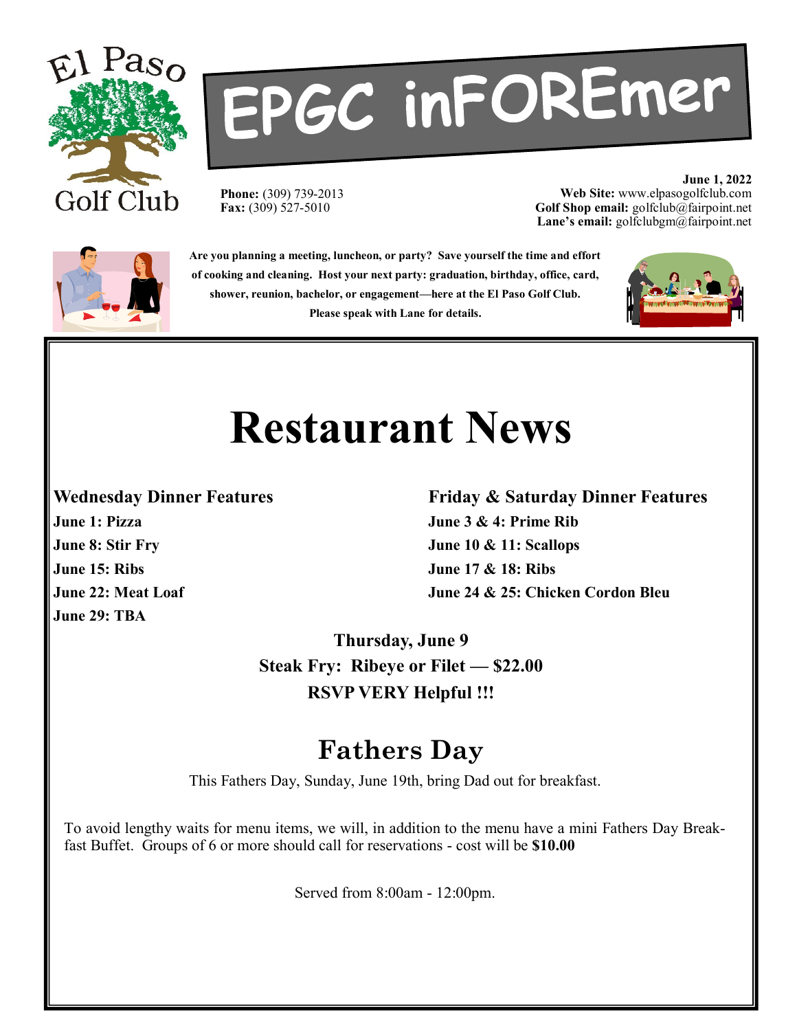El Paso Golf Club

# EPGC inFOREmer

**Phone:** (309) 739-2013
**Fax:** (309) 527-5010

**June 1, 2022**
**Web Site:** www.elpasogolfclub.com
**Golf Shop email:** golfclub@fairpoint.net
**Lane's email:** golfclubgm@fairpoint.net

**Are you planning a meeting, luncheon, or party? Save yourself the time and effort of cooking and cleaning. Host your next party: graduation, birthday, office, card, shower, reunion, bachelor, or engagement—here at the El Paso Golf Club. Please speak with Lane for details.**

# Restaurant News

**Wednesday Dinner Features**

**June 1: Pizza**
**June 8: Stir Fry**
**June 15: Ribs**
**June 22: Meat Loaf**
**June 29: TBA**

**Friday & Saturday Dinner Features**

**June 3 & 4: Prime Rib**
**June 10 & 11: Scallops**
**June 17 & 18: Ribs**
**June 24 & 25: Chicken Cordon Bleu**

**Thursday, June 9**
**Steak Fry: Ribeye or Filet — $22.00**
**RSVP VERY Helpful !!!**

## Fathers Day

This Fathers Day, Sunday, June 19th, bring Dad out for breakfast.

To avoid lengthy waits for menu items, we will, in addition to the menu have a mini Fathers Day Breakfast Buffet. Groups of 6 or more should call for reservations - cost will be **$10.00**

Served from 8:00am - 12:00pm.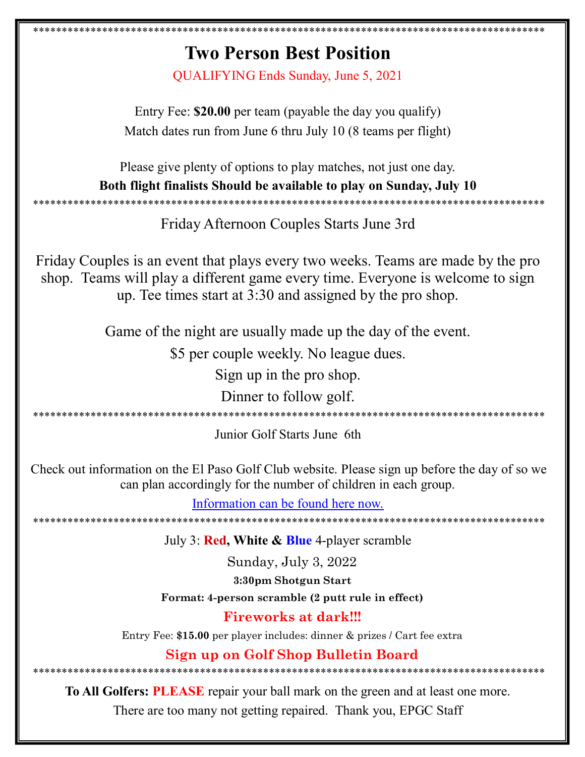*****************************************************************************************

# Two Person Best Position

QUALIFYING Ends Sunday, June 5, 2021

Entry Fee: **$20.00** per team (payable the day you qualify)
Match dates run from June 6 thru July 10 (8 teams per flight)

Please give plenty of options to play matches, not just one day.
**Both flight finalists Should be available to play on Sunday, July 10**

*****************************************************************************************

## Friday Afternoon Couples Starts June 3rd

Friday Couples is an event that plays every two weeks. Teams are made by the pro shop. Teams will play a different game every time. Everyone is welcome to sign up. Tee times start at 3:30 and assigned by the pro shop.

Game of the night are usually made up the day of the event.

$5 per couple weekly. No league dues.

Sign up in the pro shop.

Dinner to follow golf.

*****************************************************************************************

## Junior Golf Starts June 6th

Check out information on the El Paso Golf Club website. Please sign up before the day of so we can plan accordingly for the number of children in each group.

[Information can be found here now.]

*****************************************************************************************

## July 3: **Red, White & Blue** 4-player scramble

Sunday, July 3, 2022

**3:30pm Shotgun Start**

**Format: 4-person scramble (2 putt rule in effect)**

**Fireworks at dark!!!**

Entry Fee: **$15.00** per player includes: dinner & prizes / Cart fee extra

**Sign up on Golf Shop Bulletin Board**

*****************************************************************************************

**To All Golfers: PLEASE** repair your ball mark on the green and at least one more.
There are too many not getting repaired. Thank you, EPGC Staff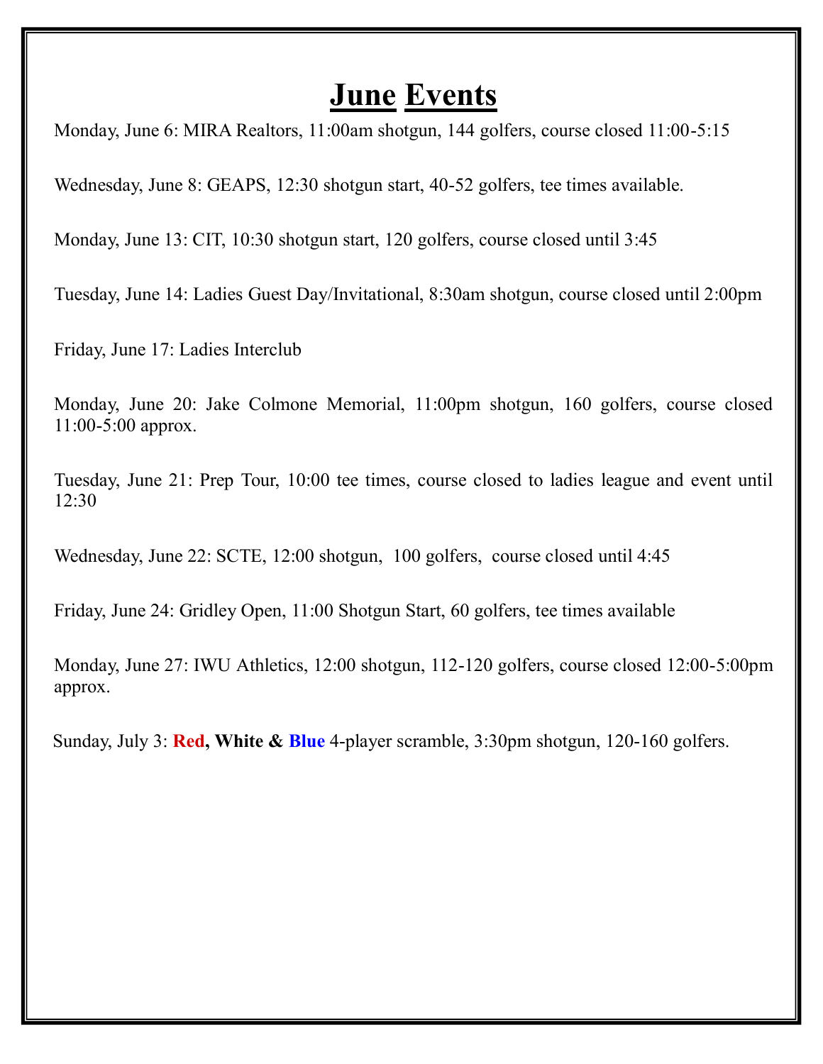# June Events

Monday, June 6: MIRA Realtors, 11:00am shotgun, 144 golfers, course closed 11:00-5:15

Wednesday, June 8: GEAPS, 12:30 shotgun start, 40-52 golfers, tee times available.

Monday, June 13: CIT, 10:30 shotgun start, 120 golfers, course closed until 3:45

Tuesday, June 14: Ladies Guest Day/Invitational, 8:30am shotgun, course closed until 2:00pm

Friday, June 17: Ladies Interclub

Monday, June 20: Jake Colmone Memorial, 11:00pm shotgun, 160 golfers, course closed 11:00-5:00 approx.

Tuesday, June 21: Prep Tour, 10:00 tee times, course closed to ladies league and event until 12:30

Wednesday, June 22: SCTE, 12:00 shotgun, 100 golfers, course closed until 4:45

Friday, June 24: Gridley Open, 11:00 Shotgun Start, 60 golfers, tee times available

Monday, June 27: IWU Athletics, 12:00 shotgun, 112-120 golfers, course closed 12:00-5:00pm approx.

Sunday, July 3: **Red, White & Blue** 4-player scramble, 3:30pm shotgun, 120-160 golfers.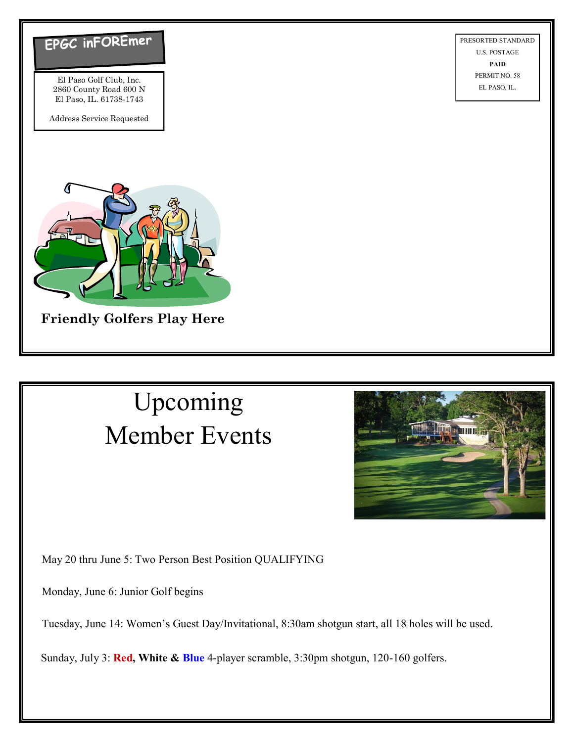EPGC inFOREmer

El Paso Golf Club, Inc.
2860 County Road 600 N
El Paso, IL. 61738-1743

Address Service Requested

PRESORTED STANDARD
U.S. POSTAGE
**PAID**
PERMIT NO. 58
EL PASO, IL.

**Friendly Golfers Play Here**

# Upcoming Member Events

May 20 thru June 5: Two Person Best Position QUALIFYING

Monday, June 6: Junior Golf begins

Tuesday, June 14: Women's Guest Day/Invitational, 8:30am shotgun start, all 18 holes will be used.

Sunday, July 3: **Red, White & Blue** 4-player scramble, 3:30pm shotgun, 120-160 golfers.